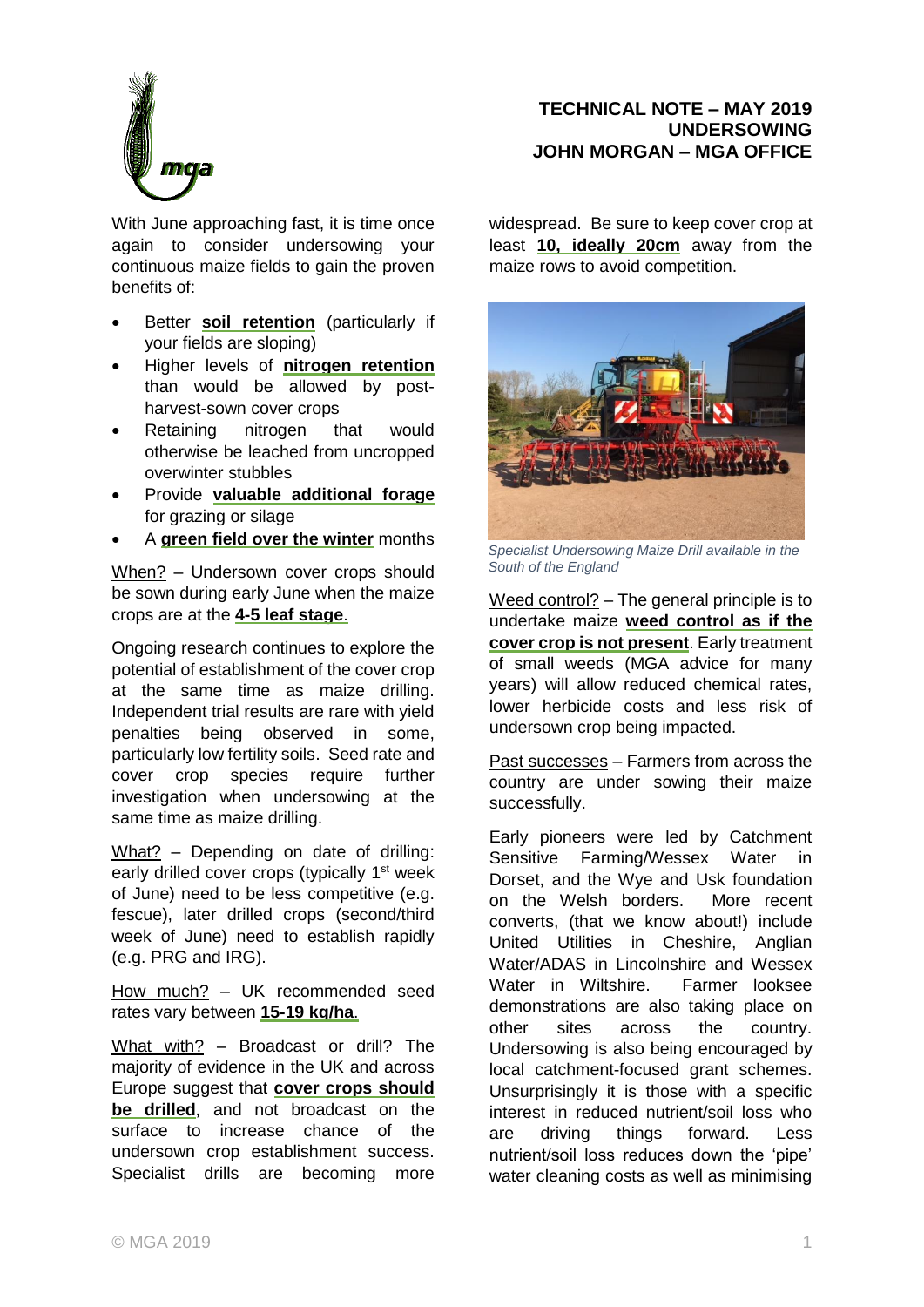# TECHNICAL NOTE – MAY 2019
## UNDERSOWING
### JOHN MORGAN – MGA OFFICE

With June approaching fast, it is time once again to consider undersowing your continuous maize fields to gain the proven benefits of:

- Better **soil retention** (particularly if your fields are sloping)
- Higher levels of **nitrogen retention** than would be allowed by post-harvest-sown cover crops
- Retaining nitrogen that would otherwise be leached from uncropped overwinter stubbles
- Provide **valuable additional forage** for grazing or silage
- A **green field over the winter** months

When? – Undersown cover crops should be sown during early June when the maize crops are at the **4-5 leaf stage**.

Ongoing research continues to explore the potential of establishment of the cover crop at the same time as maize drilling. Independent trial results are rare with yield penalties being observed in some, particularly low fertility soils. Seed rate and cover crop species require further investigation when undersowing at the same time as maize drilling.

What? – Depending on date of drilling: early drilled cover crops (typically 1st week of June) need to be less competitive (e.g. fescue), later drilled crops (second/third week of June) need to establish rapidly (e.g. PRG and IRG).

How much? – UK recommended seed rates vary between **15-19 kg/ha**.

What with? – Broadcast or drill? The majority of evidence in the UK and across Europe suggest that **cover crops should be drilled**, and not broadcast on the surface to increase chance of the undersown crop establishment success. Specialist drills are becoming more widespread. Be sure to keep cover crop at least **10, ideally 20cm** away from the maize rows to avoid competition.

*Specialist Undersowing Maize Drill available in the South of the England*

Weed control? – The general principle is to undertake maize **weed control as if the cover crop is not present**. Early treatment of small weeds (MGA advice for many years) will allow reduced chemical rates, lower herbicide costs and less risk of undersown crop being impacted.

Past successes – Farmers from across the country are under sowing their maize successfully.

Early pioneers were led by Catchment Sensitive Farming/Wessex Water in Dorset, and the Wye and Usk foundation on the Welsh borders. More recent converts, (that we know about!) include United Utilities in Cheshire, Anglian Water/ADAS in Lincolnshire and Wessex Water in Wiltshire. Farmer looksee demonstrations are also taking place on other sites across the country. Undersowing is also being encouraged by local catchment-focused grant schemes. Unsurprisingly it is those with a specific interest in reduced nutrient/soil loss who are driving things forward. Less nutrient/soil loss reduces down the 'pipe' water cleaning costs as well as minimising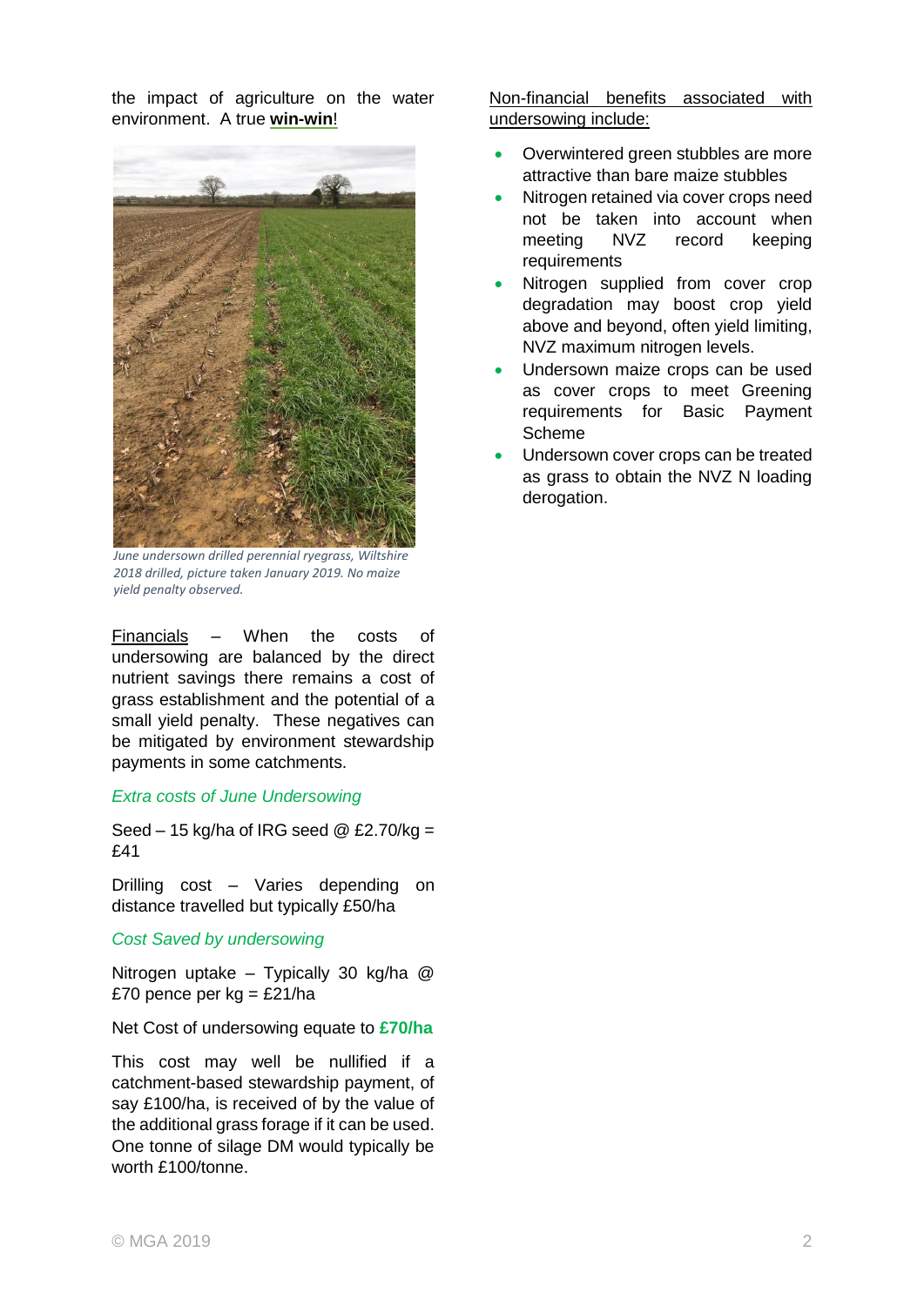the impact of agriculture on the water environment. A true **win-win**!

*June undersown drilled perennial ryegrass, Wiltshire 2018 drilled, picture taken January 2019. No maize yield penalty observed.*

Financials – When the costs of undersowing are balanced by the direct nutrient savings there remains a cost of grass establishment and the potential of a small yield penalty. These negatives can be mitigated by environment stewardship payments in some catchments.

*Extra costs of June Undersowing*

Seed – 15 kg/ha of IRG seed @ £2.70/kg = £41

Drilling cost – Varies depending on distance travelled but typically £50/ha

*Cost Saved by undersowing*

Nitrogen uptake – Typically 30 kg/ha @ £70 pence per kg = £21/ha

Net Cost of undersowing equate to **£70/ha**

This cost may well be nullified if a catchment-based stewardship payment, of say £100/ha, is received of by the value of the additional grass forage if it can be used. One tonne of silage DM would typically be worth £100/tonne.

Non-financial benefits associated with undersowing include:

- Overwintered green stubbles are more attractive than bare maize stubbles
- Nitrogen retained via cover crops need not be taken into account when meeting NVZ record keeping requirements
- Nitrogen supplied from cover crop degradation may boost crop yield above and beyond, often yield limiting, NVZ maximum nitrogen levels.
- Undersown maize crops can be used as cover crops to meet Greening requirements for Basic Payment Scheme
- Undersown cover crops can be treated as grass to obtain the NVZ N loading derogation.